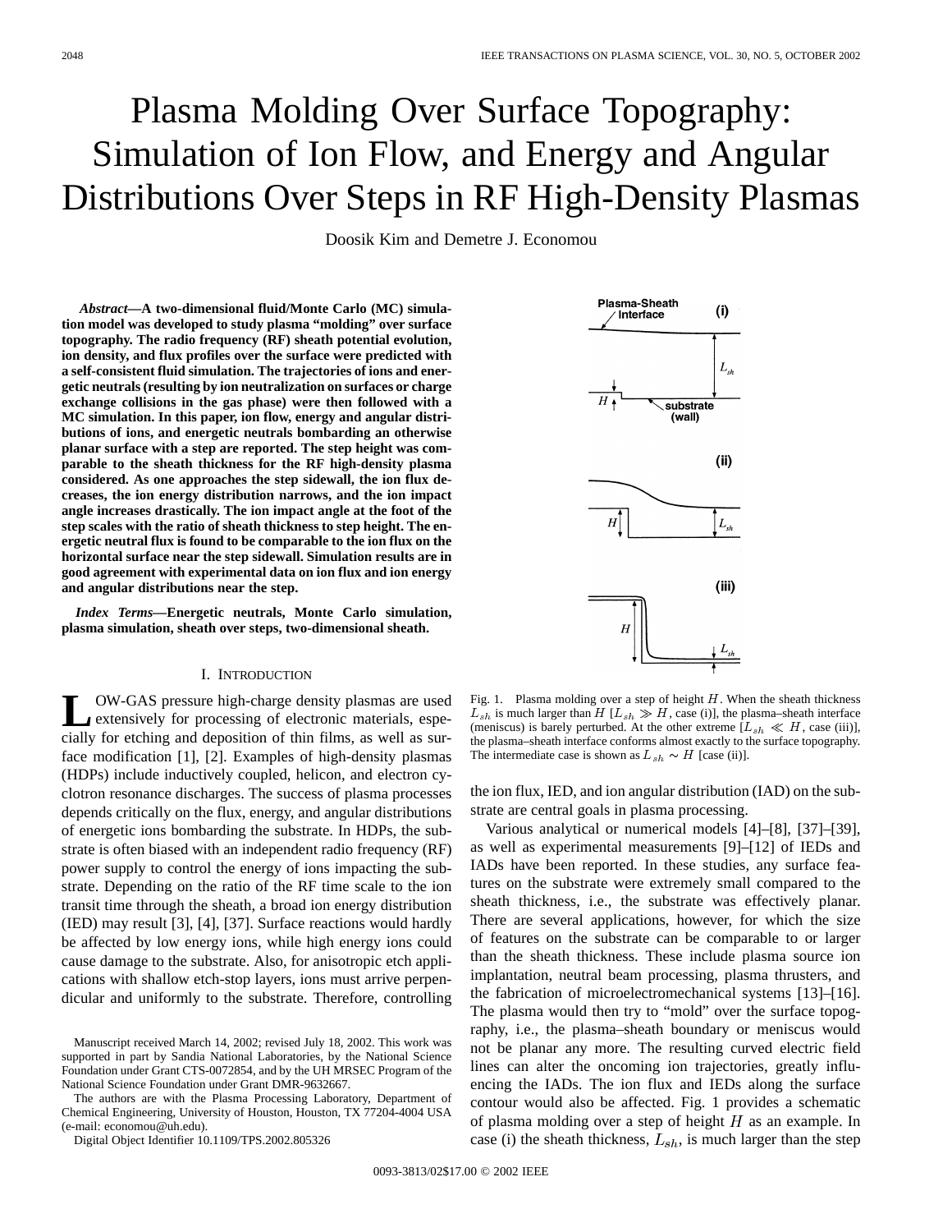# Plasma Molding Over Surface Topography: Simulation of Ion Flow, and Energy and Angular Distributions Over Steps in RF High-Density Plasmas

Doosik Kim and Demetre J. Economou

***Abstract*—A two-dimensional fluid/Monte Carlo (MC) simulation model was developed to study plasma "molding" over surface topography. The radio frequency (RF) sheath potential evolution, ion density, and flux profiles over the surface were predicted with a self-consistent fluid simulation. The trajectories of ions and energetic neutrals (resulting by ion neutralization on surfaces or charge exchange collisions in the gas phase) were then followed with a MC simulation. In this paper, ion flow, energy and angular distributions of ions, and energetic neutrals bombarding an otherwise planar surface with a step are reported. The step height was comparable to the sheath thickness for the RF high-density plasma considered. As one approaches the step sidewall, the ion flux decreases, the ion energy distribution narrows, and the ion impact angle increases drastically. The ion impact angle at the foot of the step scales with the ratio of sheath thickness to step height. The energetic neutral flux is found to be comparable to the ion flux on the horizontal surface near the step sidewall. Simulation results are in good agreement with experimental data on ion flux and ion energy and angular distributions near the step.**

***Index Terms*—Energetic neutrals, Monte Carlo simulation, plasma simulation, sheath over steps, two-dimensional sheath.**

## I. Introduction

Low-gas pressure high-charge density plasmas are used extensively for processing of electronic materials, especially for etching and deposition of thin films, as well as surface modification [1], [2]. Examples of high-density plasmas (HDPs) include inductively coupled, helicon, and electron cyclotron resonance discharges. The success of plasma processes depends critically on the flux, energy, and angular distributions of energetic ions bombarding the substrate. In HDPs, the substrate is often biased with an independent radio frequency (RF) power supply to control the energy of ions impacting the substrate. Depending on the ratio of the RF time scale to the ion transit time through the sheath, a broad ion energy distribution (IED) may result [3], [4], [37]. Surface reactions would hardly be affected by low energy ions, while high energy ions could cause damage to the substrate. Also, for anisotropic etch applications with shallow etch-stop layers, ions must arrive perpendicular and uniformly to the substrate. Therefore, controlling the ion flux, IED, and ion angular distribution (IAD) on the substrate are central goals in plasma processing.

Manuscript received March 14, 2002; revised July 18, 2002. This work was supported in part by Sandia National Laboratories, by the National Science Foundation under Grant CTS-0072854, and by the UH MRSEC Program of the National Science Foundation under Grant DMR-9632667.

The authors are with the Plasma Processing Laboratory, Department of Chemical Engineering, University of Houston, Houston, TX 77204-4004 USA (e-mail: economou@uh.edu).

Digital Object Identifier 10.1109/TPS.2002.805326

Fig. 1. Plasma molding over a step of height $H$. When the sheath thickness $L_{sh}$ is much larger than $H$ [$L_{sh} \gg H$, case (i)], the plasma–sheath interface (meniscus) is barely perturbed. At the other extreme [$L_{sh} \ll H$, case (iii)], the plasma–sheath interface conforms almost exactly to the surface topography. The intermediate case is shown as $L_{sh} \sim H$ [case (ii)].

Various analytical or numerical models [4]–[8], [37]–[39], as well as experimental measurements [9]–[12] of IEDs and IADs have been reported. In these studies, any surface features on the substrate were extremely small compared to the sheath thickness, i.e., the substrate was effectively planar. There are several applications, however, for which the size of features on the substrate can be comparable to or larger than the sheath thickness. These include plasma source ion implantation, neutral beam processing, plasma thrusters, and the fabrication of microelectromechanical systems [13]–[16]. The plasma would then try to "mold" over the surface topography, i.e., the plasma–sheath boundary or meniscus would not be planar any more. The resulting curved electric field lines can alter the oncoming ion trajectories, greatly influencing the IADs. The ion flux and IEDs along the surface contour would also be affected. Fig. 1 provides a schematic of plasma molding over a step of height $H$ as an example. In case (i) the sheath thickness, $L_{sh}$, is much larger than the step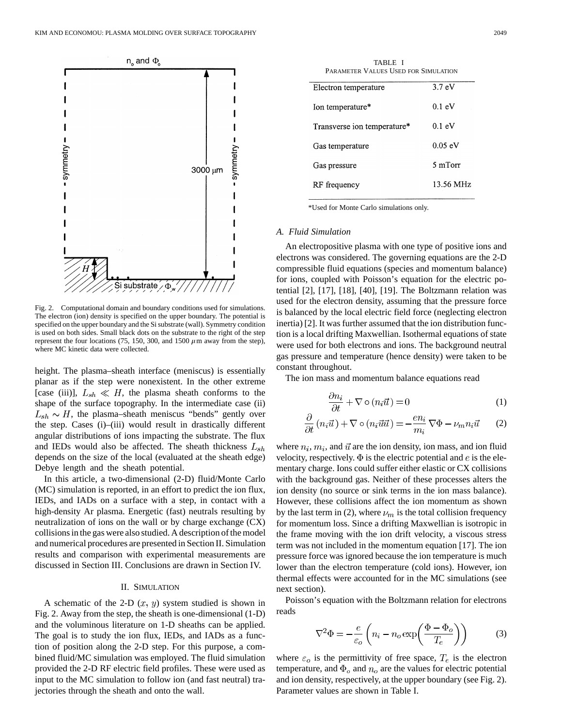Fig. 2. Computational domain and boundary conditions used for simulations. The electron (ion) density is specified on the upper boundary. The potential is specified on the upper boundary and the Si substrate (wall). Symmetry condition is used on both sides. Small black dots on the substrate to the right of the step represent the four locations (75, 150, 300, and 1500 $\mu$m away from the step), where MC kinetic data were collected.

height. The plasma–sheath interface (meniscus) is essentially planar as if the step were nonexistent. In the other extreme [case (iii)], $L_{sh} \ll H$, the plasma sheath conforms to the shape of the surface topography. In the intermediate case (ii) $L_{sh} \sim H$, the plasma–sheath meniscus "bends" gently over the step. Cases (i)–(iii) would result in drastically different angular distributions of ions impacting the substrate. The flux and IEDs would also be affected. The sheath thickness $L_{sh}$ depends on the size of the local (evaluated at the sheath edge) Debye length and the sheath potential.

In this article, a two-dimensional (2-D) fluid/Monte Carlo (MC) simulation is reported, in an effort to predict the ion flux, IEDs, and IADs on a surface with a step, in contact with a high-density Ar plasma. Energetic (fast) neutrals resulting by neutralization of ions on the wall or by charge exchange (CX) collisions in the gas were also studied. A description of the model and numerical procedures are presented in Section II. Simulation results and comparison with experimental measurements are discussed in Section III. Conclusions are drawn in Section IV.

## II. Simulation

A schematic of the 2-D ($x$, $y$) system studied is shown in Fig. 2. Away from the step, the sheath is one-dimensional (1-D) and the voluminous literature on 1-D sheaths can be applied. The goal is to study the ion flux, IEDs, and IADs as a function of position along the 2-D step. For this purpose, a combined fluid/MC simulation was employed. The fluid simulation provided the 2-D RF electric field profiles. These were used as input to the MC simulation to follow ion (and fast neutral) trajectories through the sheath and onto the wall.

TABLE I
Parameter Values Used for Simulation

| Parameter | Value |
|---|---|
| Electron temperature | 3.7 eV |
| Ion temperature* | 0.1 eV |
| Transverse ion temperature* | 0.1 eV |
| Gas temperature | 0.05 eV |
| Gas pressure | 5 mTorr |
| RF frequency | 13.56 MHz |

*Used for Monte Carlo simulations only.

### A. Fluid Simulation

An electropositive plasma with one type of positive ions and electrons was considered. The governing equations are the 2-D compressible fluid equations (species and momentum balance) for ions, coupled with Poisson's equation for the electric potential [2], [17], [18], [40], [19]. The Boltzmann relation was used for the electron density, assuming that the pressure force is balanced by the local electric field force (neglecting electron inertia) [2]. It was further assumed that the ion distribution function is a local drifting Maxwellian. Isothermal equations of state were used for both electrons and ions. The background neutral gas pressure and temperature (hence density) were taken to be constant throughout.

The ion mass and momentum balance equations read

$$\frac{\partial n_i}{\partial t} + \nabla \circ (n_i \vec{u}) = 0 \tag{1}$$

$$\frac{\partial}{\partial t}(n_i \vec{u}) + \nabla \circ (n_i \vec{u}\vec{u}) = -\frac{e n_i}{m_i} \nabla \Phi - \nu_m n_i \vec{u} \tag{2}$$

where $n_i$, $m_i$, and $\vec{u}$ are the ion density, ion mass, and ion fluid velocity, respectively. $\Phi$ is the electric potential and $e$ is the elementary charge. Ions could suffer either elastic or CX collisions with the background gas. Neither of these processes alters the ion density (no source or sink terms in the ion mass balance). However, these collisions affect the ion momentum as shown by the last term in (2), where $\nu_m$ is the total collision frequency for momentum loss. Since a drifting Maxwellian is isotropic in the frame moving with the ion drift velocity, a viscous stress term was not included in the momentum equation [17]. The ion pressure force was ignored because the ion temperature is much lower than the electron temperature (cold ions). However, ion thermal effects were accounted for in the MC simulations (see next section).

Poisson's equation with the Boltzmann relation for electrons reads

$$\nabla^2 \Phi = -\frac{e}{\varepsilon_o}\left(n_i - n_o \exp\left(\frac{\Phi - \Phi_o}{T_e}\right)\right) \tag{3}$$

where $\varepsilon_o$ is the permittivity of free space, $T_e$ is the electron temperature, and $\Phi_o$ and $n_o$ are the values for electric potential and ion density, respectively, at the upper boundary (see Fig. 2). Parameter values are shown in Table I.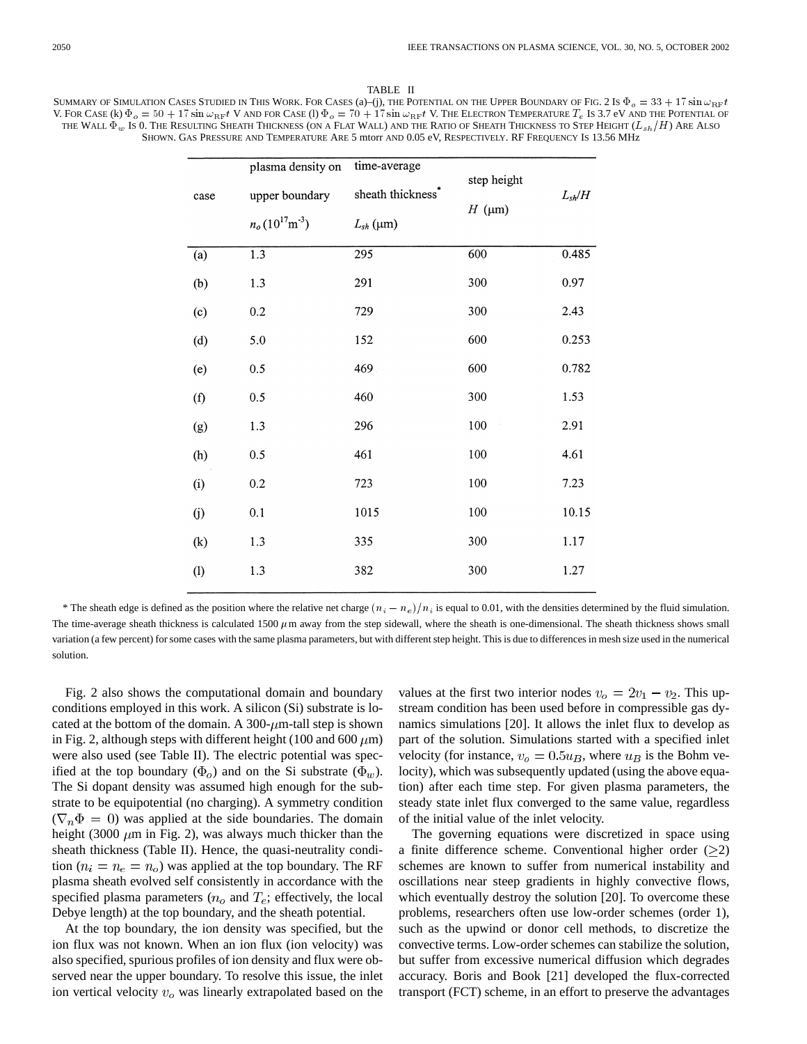TABLE II

SUMMARY OF SIMULATION CASES STUDIED IN THIS WORK. FOR CASES (a)–(j), THE POTENTIAL ON THE UPPER BOUNDARY OF FIG. 2 IS $\Phi_o = 33 + 17 \sin \omega_{\rm RF} t$ V. FOR CASE (k) $\Phi_o = 50 + 17 \sin \omega_{\rm RF} t$ V AND FOR CASE (l) $\Phi_o = 70 + 17 \sin \omega_{\rm RF} t$ V. THE ELECTRON TEMPERATURE $T_e$ IS 3.7 eV AND THE POTENTIAL OF THE WALL $\Phi_w$ IS 0. THE RESULTING SHEATH THICKNESS (ON A FLAT WALL) AND THE RATIO OF SHEATH THICKNESS TO STEP HEIGHT ($L_{sh}/H$) ARE ALSO SHOWN. GAS PRESSURE AND TEMPERATURE ARE 5 mtorr AND 0.05 eV, RESPECTIVELY. RF FREQUENCY IS 13.56 MHz

| case | plasma density on upper boundary $n_o$ ($10^{17}$m$^{-3}$) | time-average sheath thickness* $L_{sh}$ ($\mu$m) | step height $H$ ($\mu$m) | $L_{sh}/H$ |
|---|---|---|---|---|
| (a) | 1.3 | 295 | 600 | 0.485 |
| (b) | 1.3 | 291 | 300 | 0.97 |
| (c) | 0.2 | 729 | 300 | 2.43 |
| (d) | 5.0 | 152 | 600 | 0.253 |
| (e) | 0.5 | 469 | 600 | 0.782 |
| (f) | 0.5 | 460 | 300 | 1.53 |
| (g) | 1.3 | 296 | 100 | 2.91 |
| (h) | 0.5 | 461 | 100 | 4.61 |
| (i) | 0.2 | 723 | 100 | 7.23 |
| (j) | 0.1 | 1015 | 100 | 10.15 |
| (k) | 1.3 | 335 | 300 | 1.17 |
| (l) | 1.3 | 382 | 300 | 1.27 |

* The sheath edge is defined as the position where the relative net charge $(n_i - n_e)/n_i$ is equal to 0.01, with the densities determined by the fluid simulation. The time-average sheath thickness is calculated 1500 $\mu$m away from the step sidewall, where the sheath is one-dimensional. The sheath thickness shows small variation (a few percent) for some cases with the same plasma parameters, but with different step height. This is due to differences in mesh size used in the numerical solution.

Fig. 2 also shows the computational domain and boundary conditions employed in this work. A silicon (Si) substrate is located at the bottom of the domain. A 300-$\mu$m-tall step is shown in Fig. 2, although steps with different height (100 and 600 $\mu$m) were also used (see Table II). The electric potential was specified at the top boundary ($\Phi_o$) and on the Si substrate ($\Phi_w$). The Si dopant density was assumed high enough for the substrate to be equipotential (no charging). A symmetry condition ($\nabla_n \Phi = 0$) was applied at the side boundaries. The domain height (3000 $\mu$m in Fig. 2), was always much thicker than the sheath thickness (Table II). Hence, the quasi-neutrality condition ($n_i = n_e = n_o$) was applied at the top boundary. The RF plasma sheath evolved self consistently in accordance with the specified plasma parameters ($n_o$ and $T_e$; effectively, the local Debye length) at the top boundary, and the sheath potential.

At the top boundary, the ion density was specified, but the ion flux was not known. When an ion flux (ion velocity) was also specified, spurious profiles of ion density and flux were observed near the upper boundary. To resolve this issue, the inlet ion vertical velocity $v_o$ was linearly extrapolated based on the values at the first two interior nodes $v_o = 2v_1 - v_2$. This upstream condition has been used before in compressible gas dynamics simulations [20]. It allows the inlet flux to develop as part of the solution. Simulations started with a specified inlet velocity (for instance, $v_o = 0.5u_B$, where $u_B$ is the Bohm velocity), which was subsequently updated (using the above equation) after each time step. For given plasma parameters, the steady state inlet flux converged to the same value, regardless of the initial value of the inlet velocity.

The governing equations were discretized in space using a finite difference scheme. Conventional higher order ($\geq$2) schemes are known to suffer from numerical instability and oscillations near steep gradients in highly convective flows, which eventually destroy the solution [20]. To overcome these problems, researchers often use low-order schemes (order 1), such as the upwind or donor cell methods, to discretize the convective terms. Low-order schemes can stabilize the solution, but suffer from excessive numerical diffusion which degrades accuracy. Boris and Book [21] developed the flux-corrected transport (FCT) scheme, in an effort to preserve the advantages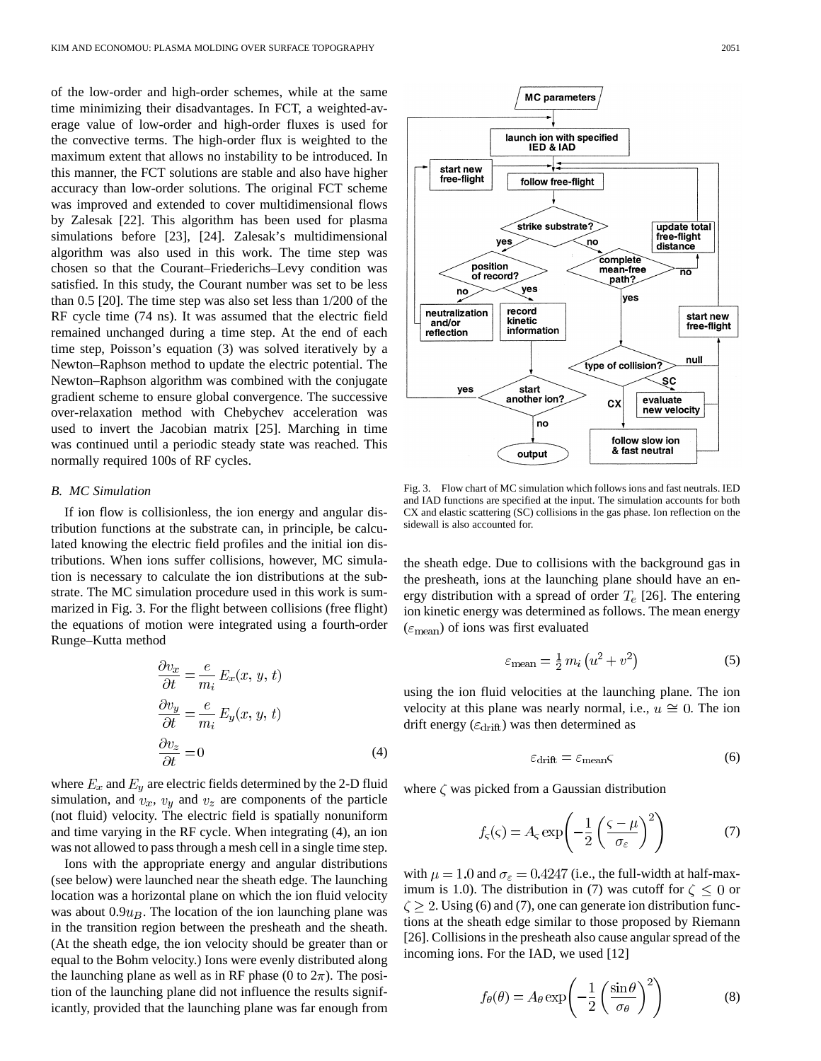of the low-order and high-order schemes, while at the same time minimizing their disadvantages. In FCT, a weighted-average value of low-order and high-order fluxes is used for the convective terms. The high-order flux is weighted to the maximum extent that allows no instability to be introduced. In this manner, the FCT solutions are stable and also have higher accuracy than low-order solutions. The original FCT scheme was improved and extended to cover multidimensional flows by Zalesak [22]. This algorithm has been used for plasma simulations before [23], [24]. Zalesak's multidimensional algorithm was also used in this work. The time step was chosen so that the Courant–Friederichs–Levy condition was satisfied. In this study, the Courant number was set to be less than 0.5 [20]. The time step was also set less than 1/200 of the RF cycle time (74 ns). It was assumed that the electric field remained unchanged during a time step. At the end of each time step, Poisson's equation (3) was solved iteratively by a Newton–Raphson method to update the electric potential. The Newton–Raphson algorithm was combined with the conjugate gradient scheme to ensure global convergence. The successive over-relaxation method with Chebychev acceleration was used to invert the Jacobian matrix [25]. Marching in time was continued until a periodic steady state was reached. This normally required 100s of RF cycles.

### B. MC Simulation

If ion flow is collisionless, the ion energy and angular distribution functions at the substrate can, in principle, be calculated knowing the electric field profiles and the initial ion distributions. When ions suffer collisions, however, MC simulation is necessary to calculate the ion distributions at the substrate. The MC simulation procedure used in this work is summarized in Fig. 3. For the flight between collisions (free flight) the equations of motion were integrated using a fourth-order Runge–Kutta method

$$
\begin{aligned}
\frac{\partial v_x}{\partial t} &= \frac{e}{m_i} E_x(x, y, t) \\
\frac{\partial v_y}{\partial t} &= \frac{e}{m_i} E_y(x, y, t) \\
\frac{\partial v_z}{\partial t} &= 0
\end{aligned}
\tag{4}
$$

where $E_x$ and $E_y$ are electric fields determined by the 2-D fluid simulation, and $v_x$, $v_y$ and $v_z$ are components of the particle (not fluid) velocity. The electric field is spatially nonuniform and time varying in the RF cycle. When integrating (4), an ion was not allowed to pass through a mesh cell in a single time step.

Ions with the appropriate energy and angular distributions (see below) were launched near the sheath edge. The launching location was a horizontal plane on which the ion fluid velocity was about $0.9u_B$. The location of the ion launching plane was in the transition region between the presheath and the sheath. (At the sheath edge, the ion velocity should be greater than or equal to the Bohm velocity.) Ions were evenly distributed along the launching plane as well as in RF phase (0 to $2\pi$). The position of the launching plane did not influence the results significantly, provided that the launching plane was far enough from the sheath edge. Due to collisions with the background gas in the presheath, ions at the launching plane should have an energy distribution with a spread of order $T_e$ [26]. The entering ion kinetic energy was determined as follows. The mean energy ($\varepsilon_{\text{mean}}$) of ions was first evaluated

$$
\varepsilon_{\text{mean}} = \tfrac{1}{2} m_i \left(u^2 + v^2\right) \tag{5}
$$

using the ion fluid velocities at the launching plane. The ion velocity at this plane was nearly normal, i.e., $u \cong 0$. The ion drift energy ($\varepsilon_{\text{drift}}$) was then determined as

$$
\varepsilon_{\text{drift}} = \varepsilon_{\text{mean}} \varsigma \tag{6}
$$

where $\zeta$ was picked from a Gaussian distribution

$$
f_\varsigma(\varsigma) = A_\varsigma \exp\left(-\frac{1}{2}\left(\frac{\varsigma - \mu}{\sigma_\varepsilon}\right)^2\right) \tag{7}
$$

with $\mu = 1.0$ and $\sigma_\varepsilon = 0.4247$ (i.e., the full-width at half-maximum is 1.0). The distribution in (7) was cutoff for $\zeta \le 0$ or $\zeta \ge 2$. Using (6) and (7), one can generate ion distribution functions at the sheath edge similar to those proposed by Riemann [26]. Collisions in the presheath also cause angular spread of the incoming ions. For the IAD, we used [12]

$$
f_\theta(\theta) = A_\theta \exp\left(-\frac{1}{2}\left(\frac{\sin\theta}{\sigma_\theta}\right)^2\right) \tag{8}
$$

Fig. 3. Flow chart of MC simulation which follows ions and fast neutrals. IED and IAD functions are specified at the input. The simulation accounts for both CX and elastic scattering (SC) collisions in the gas phase. Ion reflection on the sidewall is also accounted for.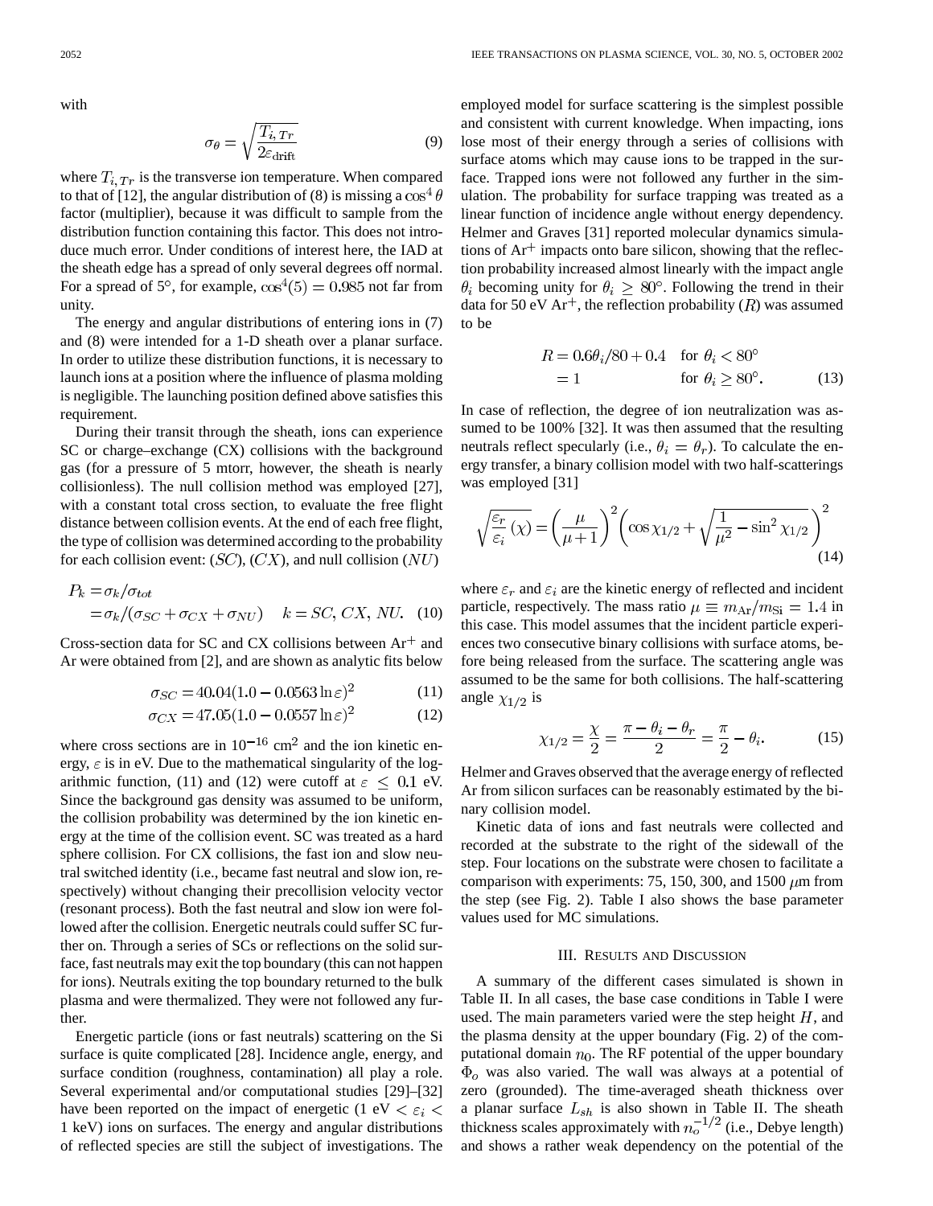with

$$\sigma_\theta = \sqrt{\frac{T_{i,Tr}}{2\varepsilon_{\text{drift}}}} \tag{9}$$

where $T_{i,Tr}$ is the transverse ion temperature. When compared to that of [12], the angular distribution of (8) is missing a $\cos^4\theta$ factor (multiplier), because it was difficult to sample from the distribution function containing this factor. This does not introduce much error. Under conditions of interest here, the IAD at the sheath edge has a spread of only several degrees off normal. For a spread of 5°, for example, $\cos^4(5) = 0.985$ not far from unity.

The energy and angular distributions of entering ions in (7) and (8) were intended for a 1-D sheath over a planar surface. In order to utilize these distribution functions, it is necessary to launch ions at a position where the influence of plasma molding is negligible. The launching position defined above satisfies this requirement.

During their transit through the sheath, ions can experience SC or charge–exchange (CX) collisions with the background gas (for a pressure of 5 mtorr, however, the sheath is nearly collisionless). The null collision method was employed [27], with a constant total cross section, to evaluate the free flight distance between collision events. At the end of each free flight, the type of collision was determined according to the probability for each collision event: $(SC)$, $(CX)$, and null collision $(NU)$

$$\begin{aligned} P_k &= \sigma_k/\sigma_{tot} \\ &= \sigma_k/(\sigma_{SC} + \sigma_{CX} + \sigma_{NU}) \quad k = SC, CX, NU. \end{aligned} \tag{10}$$

Cross-section data for SC and CX collisions between $Ar^+$ and Ar were obtained from [2], and are shown as analytic fits below

$$\sigma_{SC} = 40.04(1.0 - 0.0563 \ln\varepsilon)^2 \tag{11}$$

$$\sigma_{CX} = 47.05(1.0 - 0.0557 \ln\varepsilon)^2 \tag{12}$$

where cross sections are in $10^{-16}$ cm$^2$ and the ion kinetic energy, $\varepsilon$ is in eV. Due to the mathematical singularity of the logarithmic function, (11) and (12) were cutoff at $\varepsilon \leq 0.1$ eV. Since the background gas density was assumed to be uniform, the collision probability was determined by the ion kinetic energy at the time of the collision event. SC was treated as a hard sphere collision. For CX collisions, the fast ion and slow neutral switched identity (i.e., became fast neutral and slow ion, respectively) without changing their precollision velocity vector (resonant process). Both the fast neutral and slow ion were followed after the collision. Energetic neutrals could suffer SC further on. Through a series of SCs or reflections on the solid surface, fast neutrals may exit the top boundary (this can not happen for ions). Neutrals exiting the top boundary returned to the bulk plasma and were thermalized. They were not followed any further.

Energetic particle (ions or fast neutrals) scattering on the Si surface is quite complicated [28]. Incidence angle, energy, and surface condition (roughness, contamination) all play a role. Several experimental and/or computational studies [29]–[32] have been reported on the impact of energetic (1 eV $< \varepsilon_i <$ 1 keV) ions on surfaces. The energy and angular distributions of reflected species are still the subject of investigations. The employed model for surface scattering is the simplest possible and consistent with current knowledge. When impacting, ions lose most of their energy through a series of collisions with surface atoms which may cause ions to be trapped in the surface. Trapped ions were not followed any further in the simulation. The probability for surface trapping was treated as a linear function of incidence angle without energy dependency. Helmer and Graves [31] reported molecular dynamics simulations of $Ar^+$ impacts onto bare silicon, showing that the reflection probability increased almost linearly with the impact angle $\theta_i$ becoming unity for $\theta_i \geq 80°$. Following the trend in their data for 50 eV $Ar^+$, the reflection probability $(R)$ was assumed to be

$$\begin{aligned} R &= 0.6\theta_i/80 + 0.4 \quad \text{for } \theta_i < 80° \\ &= 1 \quad\quad\quad\quad\quad\quad\; \text{for } \theta_i \geq 80°. \end{aligned} \tag{13}$$

In case of reflection, the degree of ion neutralization was assumed to be 100% [32]. It was then assumed that the resulting neutrals reflect specularly (i.e., $\theta_i = \theta_r$). To calculate the energy transfer, a binary collision model with two half-scatterings was employed [31]

$$\sqrt{\frac{\varepsilon_r}{\varepsilon_i}(\chi)} = \left(\frac{\mu}{\mu+1}\right)^2 \left(\cos\chi_{1/2} + \sqrt{\frac{1}{\mu^2} - \sin^2\chi_{1/2}}\right)^2 \tag{14}$$

where $\varepsilon_r$ and $\varepsilon_i$ are the kinetic energy of reflected and incident particle, respectively. The mass ratio $\mu \equiv m_{\text{Ar}}/m_{\text{Si}} = 1.4$ in this case. This model assumes that the incident particle experiences two consecutive binary collisions with surface atoms, before being released from the surface. The scattering angle was assumed to be the same for both collisions. The half-scattering angle $\chi_{1/2}$ is

$$\chi_{1/2} = \frac{\chi}{2} = \frac{\pi - \theta_i - \theta_r}{2} = \frac{\pi}{2} - \theta_i. \tag{15}$$

Helmer and Graves observed that the average energy of reflected Ar from silicon surfaces can be reasonably estimated by the binary collision model.

Kinetic data of ions and fast neutrals were collected and recorded at the substrate to the right of the sidewall of the step. Four locations on the substrate were chosen to facilitate a comparison with experiments: 75, 150, 300, and 1500 $\mu$m from the step (see Fig. 2). Table I also shows the base parameter values used for MC simulations.

## III. Results and Discussion

A summary of the different cases simulated is shown in Table II. In all cases, the base case conditions in Table I were used. The main parameters varied were the step height $H$, and the plasma density at the upper boundary (Fig. 2) of the computational domain $n_0$. The RF potential of the upper boundary $\Phi_o$ was also varied. The wall was always at a potential of zero (grounded). The time-averaged sheath thickness over a planar surface $L_{sh}$ is also shown in Table II. The sheath thickness scales approximately with $n_o^{-1/2}$ (i.e., Debye length) and shows a rather weak dependency on the potential of the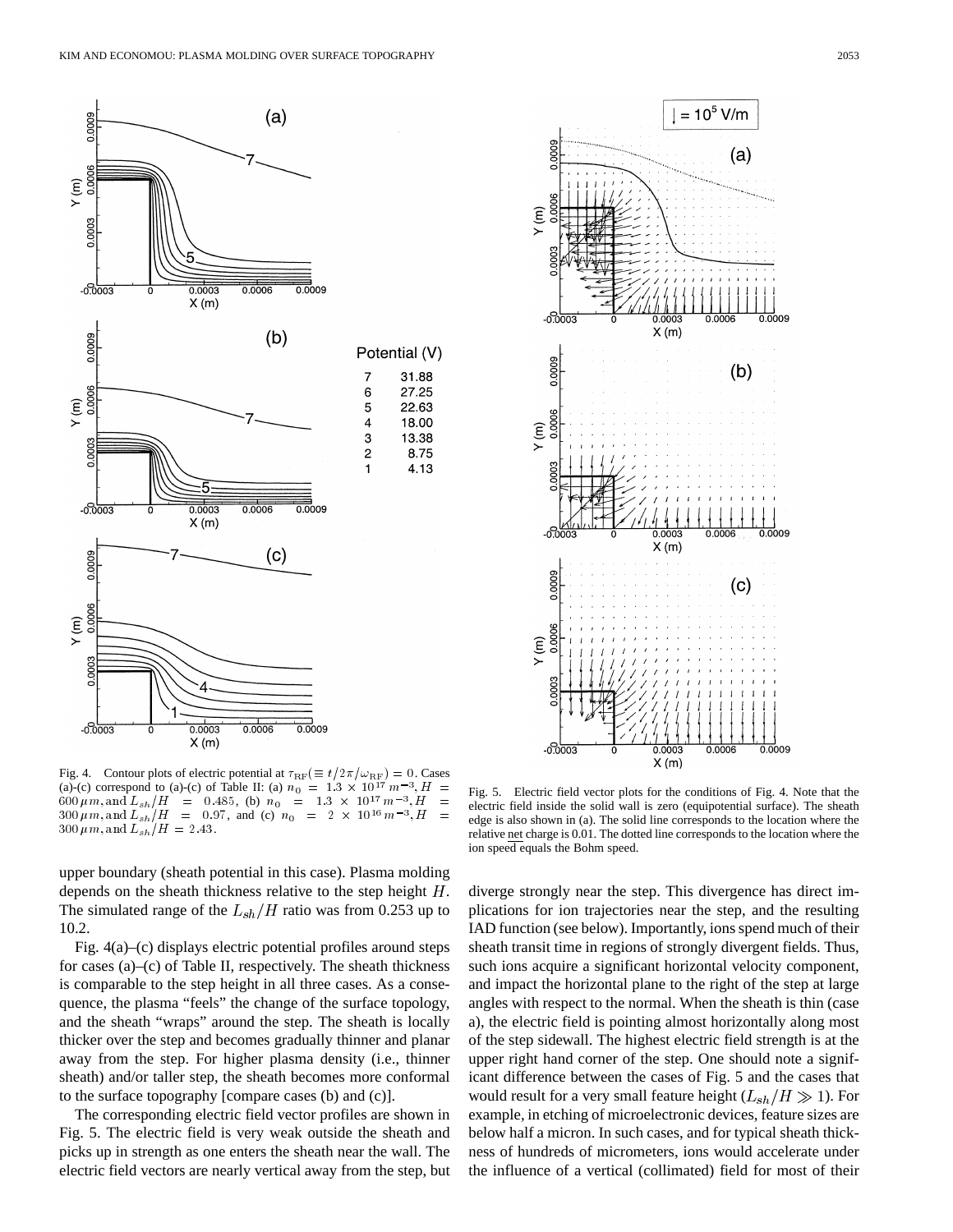Fig. 4. Contour plots of electric potential at $\tau_{\rm RF}(\equiv t/2\pi/\omega_{\rm RF}) = 0$. Cases (a)-(c) correspond to (a)-(c) of Table II: (a) $n_0 = 1.3 \times 10^{17}\, m^{-3}, H = 600\,\mu m$, and $L_{sh}/H = 0.485$, (b) $n_0 = 1.3 \times 10^{17}\, m^{-3}, H = 300\,\mu m$, and $L_{sh}/H = 0.97$, and (c) $n_0 = 2 \times 10^{16}\, m^{-3}, H = 300\,\mu m$, and $L_{sh}/H = 2.43$.

Fig. 5. Electric field vector plots for the conditions of Fig. 4. Note that the electric field inside the solid wall is zero (equipotential surface). The sheath edge is also shown in (a). The solid line corresponds to the location where the relative net charge is 0.01. The dotted line corresponds to the location where the ion speed equals the Bohm speed.

upper boundary (sheath potential in this case). Plasma molding depends on the sheath thickness relative to the step height $H$. The simulated range of the $L_{sh}/H$ ratio was from 0.253 up to 10.2.

Fig. 4(a)–(c) displays electric potential profiles around steps for cases (a)–(c) of Table II, respectively. The sheath thickness is comparable to the step height in all three cases. As a consequence, the plasma "feels" the change of the surface topology, and the sheath "wraps" around the step. The sheath is locally thicker over the step and becomes gradually thinner and planar away from the step. For higher plasma density (i.e., thinner sheath) and/or taller step, the sheath becomes more conformal to the surface topography [compare cases (b) and (c)].

The corresponding electric field vector profiles are shown in Fig. 5. The electric field is very weak outside the sheath and picks up in strength as one enters the sheath near the wall. The electric field vectors are nearly vertical away from the step, but diverge strongly near the step. This divergence has direct implications for ion trajectories near the step, and the resulting IAD function (see below). Importantly, ions spend much of their sheath transit time in regions of strongly divergent fields. Thus, such ions acquire a significant horizontal velocity component, and impact the horizontal plane to the right of the step at large angles with respect to the normal. When the sheath is thin (case a), the electric field is pointing almost horizontally along most of the step sidewall. The highest electric field strength is at the upper right hand corner of the step. One should note a significant difference between the cases of Fig. 5 and the cases that would result for a very small feature height ($L_{sh}/H \gg 1$). For example, in etching of microelectronic devices, feature sizes are below half a micron. In such cases, and for typical sheath thickness of hundreds of micrometers, ions would accelerate under the influence of a vertical (collimated) field for most of their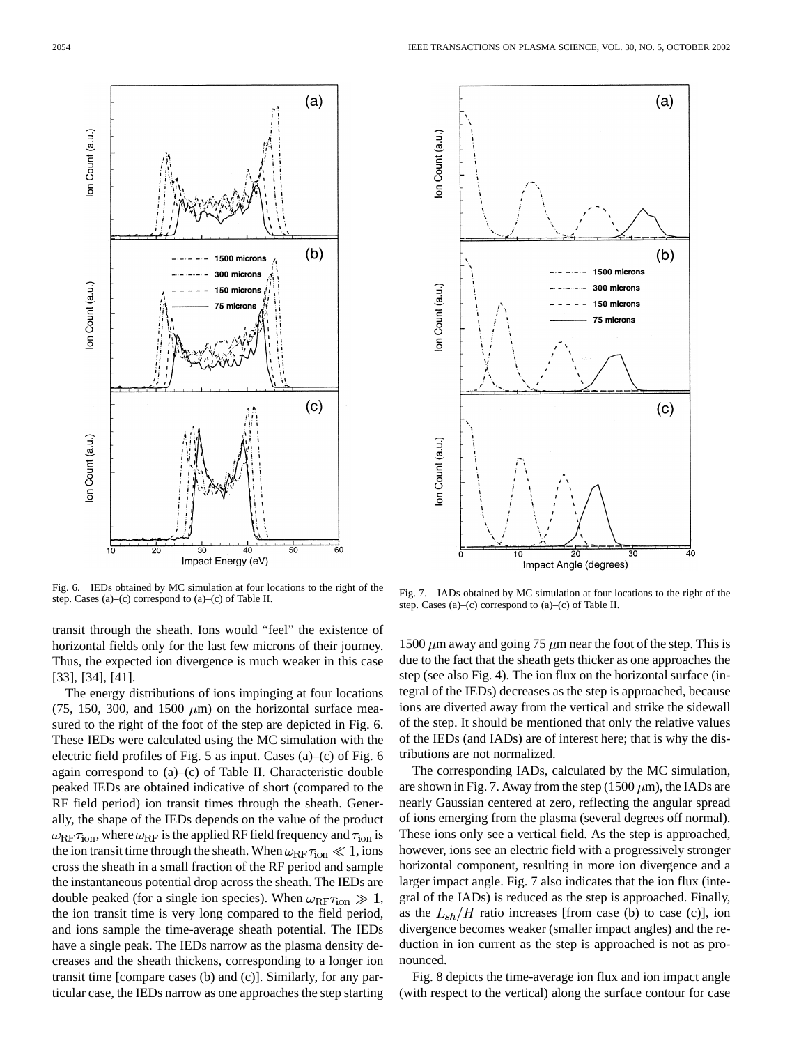Fig. 6. IEDs obtained by MC simulation at four locations to the right of the step. Cases (a)–(c) correspond to (a)–(c) of Table II.

Fig. 7. IADs obtained by MC simulation at four locations to the right of the step. Cases (a)–(c) correspond to (a)–(c) of Table II.

transit through the sheath. Ions would "feel" the existence of horizontal fields only for the last few microns of their journey. Thus, the expected ion divergence is much weaker in this case [33], [34], [41].

The energy distributions of ions impinging at four locations (75, 150, 300, and 1500 $\mu$m) on the horizontal surface measured to the right of the foot of the step are depicted in Fig. 6. These IEDs were calculated using the MC simulation with the electric field profiles of Fig. 5 as input. Cases (a)–(c) of Fig. 6 again correspond to (a)–(c) of Table II. Characteristic double peaked IEDs are obtained indicative of short (compared to the RF field period) ion transit times through the sheath. Generally, the shape of the IEDs depends on the value of the product $\omega_{\mathrm{RF}}\tau_{\mathrm{ion}}$, where $\omega_{\mathrm{RF}}$ is the applied RF field frequency and $\tau_{\mathrm{ion}}$ is the ion transit time through the sheath. When $\omega_{\mathrm{RF}}\tau_{\mathrm{ion}} \ll 1$, ions cross the sheath in a small fraction of the RF period and sample the instantaneous potential drop across the sheath. The IEDs are double peaked (for a single ion species). When $\omega_{\mathrm{RF}}\tau_{\mathrm{ion}} \gg 1$, the ion transit time is very long compared to the field period, and ions sample the time-average sheath potential. The IEDs have a single peak. The IEDs narrow as the plasma density decreases and the sheath thickens, corresponding to a longer ion transit time [compare cases (b) and (c)]. Similarly, for any particular case, the IEDs narrow as one approaches the step starting 1500 $\mu$m away and going 75 $\mu$m near the foot of the step. This is due to the fact that the sheath gets thicker as one approaches the step (see also Fig. 4). The ion flux on the horizontal surface (integral of the IEDs) decreases as the step is approached, because ions are diverted away from the vertical and strike the sidewall of the step. It should be mentioned that only the relative values of the IEDs (and IADs) are of interest here; that is why the distributions are not normalized.

The corresponding IADs, calculated by the MC simulation, are shown in Fig. 7. Away from the step (1500 $\mu$m), the IADs are nearly Gaussian centered at zero, reflecting the angular spread of ions emerging from the plasma (several degrees off normal). These ions only see a vertical field. As the step is approached, however, ions see an electric field with a progressively stronger horizontal component, resulting in more ion divergence and a larger impact angle. Fig. 7 also indicates that the ion flux (integral of the IADs) is reduced as the step is approached. Finally, as the $L_{sh}/H$ ratio increases [from case (b) to case (c)], ion divergence becomes weaker (smaller impact angles) and the reduction in ion current as the step is approached is not as pronounced.

Fig. 8 depicts the time-average ion flux and ion impact angle (with respect to the vertical) along the surface contour for case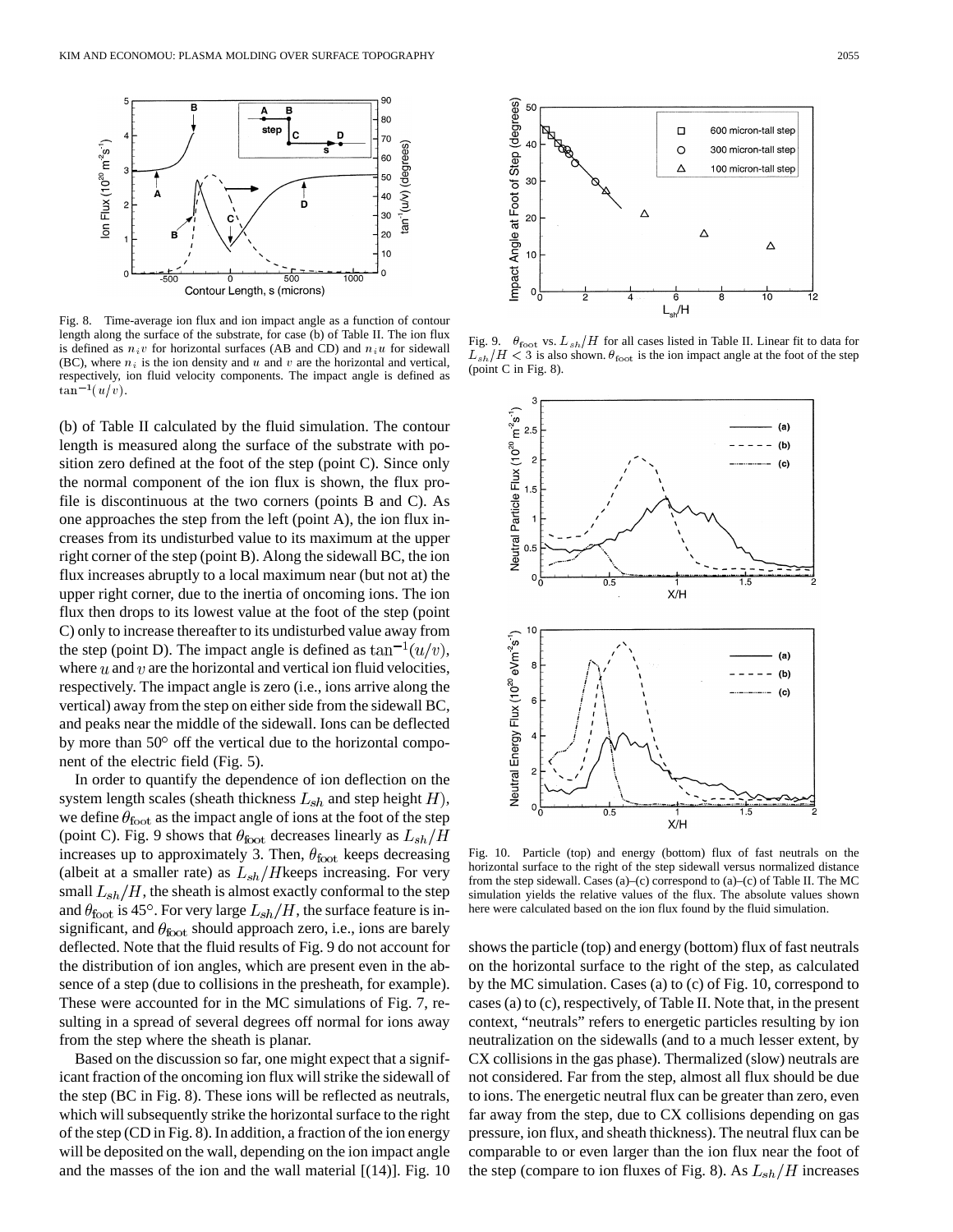Fig. 8. Time-average ion flux and ion impact angle as a function of contour length along the surface of the substrate, for case (b) of Table II. The ion flux is defined as $n_i v$ for horizontal surfaces (AB and CD) and $n_i u$ for sidewall (BC), where $n_i$ is the ion density and $u$ and $v$ are the horizontal and vertical, respectively, ion fluid velocity components. The impact angle is defined as $\tan^{-1}(u/v)$.

(b) of Table II calculated by the fluid simulation. The contour length is measured along the surface of the substrate with position zero defined at the foot of the step (point C). Since only the normal component of the ion flux is shown, the flux profile is discontinuous at the two corners (points B and C). As one approaches the step from the left (point A), the ion flux increases from its undisturbed value to its maximum at the upper right corner of the step (point B). Along the sidewall BC, the ion flux increases abruptly to a local maximum near (but not at) the upper right corner, due to the inertia of oncoming ions. The ion flux then drops to its lowest value at the foot of the step (point C) only to increase thereafter to its undisturbed value away from the step (point D). The impact angle is defined as $\tan^{-1}(u/v)$, where $u$ and $v$ are the horizontal and vertical ion fluid velocities, respectively. The impact angle is zero (i.e., ions arrive along the vertical) away from the step on either side from the sidewall BC, and peaks near the middle of the sidewall. Ions can be deflected by more than 50° off the vertical due to the horizontal component of the electric field (Fig. 5).

In order to quantify the dependence of ion deflection on the system length scales (sheath thickness $L_{sh}$ and step height $H$), we define $\theta_{\text{foot}}$ as the impact angle of ions at the foot of the step (point C). Fig. 9 shows that $\theta_{\text{foot}}$ decreases linearly as $L_{sh}/H$ increases up to approximately 3. Then, $\theta_{\text{foot}}$ keeps decreasing (albeit at a smaller rate) as $L_{sh}/H$keeps increasing. For very small $L_{sh}/H$, the sheath is almost exactly conformal to the step and $\theta_{\text{foot}}$ is 45°. For very large $L_{sh}/H$, the surface feature is insignificant, and $\theta_{\text{foot}}$ should approach zero, i.e., ions are barely deflected. Note that the fluid results of Fig. 9 do not account for the distribution of ion angles, which are present even in the absence of a step (due to collisions in the presheath, for example). These were accounted for in the MC simulations of Fig. 7, resulting in a spread of several degrees off normal for ions away from the step where the sheath is planar.

Based on the discussion so far, one might expect that a significant fraction of the oncoming ion flux will strike the sidewall of the step (BC in Fig. 8). These ions will be reflected as neutrals, which will subsequently strike the horizontal surface to the right of the step (CD in Fig. 8). In addition, a fraction of the ion energy will be deposited on the wall, depending on the ion impact angle and the masses of the ion and the wall material [(14)]. Fig. 10

Fig. 9. $\theta_{\text{foot}}$ vs. $L_{sh}/H$ for all cases listed in Table II. Linear fit to data for $L_{sh}/H < 3$ is also shown. $\theta_{\text{foot}}$ is the ion impact angle at the foot of the step (point C in Fig. 8).

Fig. 10. Particle (top) and energy (bottom) flux of fast neutrals on the horizontal surface to the right of the step sidewall versus normalized distance from the step sidewall. Cases (a)–(c) correspond to (a)–(c) of Table II. The MC simulation yields the relative values of the flux. The absolute values shown here were calculated based on the ion flux found by the fluid simulation.

shows the particle (top) and energy (bottom) flux of fast neutrals on the horizontal surface to the right of the step, as calculated by the MC simulation. Cases (a) to (c) of Fig. 10, correspond to cases (a) to (c), respectively, of Table II. Note that, in the present context, "neutrals" refers to energetic particles resulting by ion neutralization on the sidewalls (and to a much lesser extent, by CX collisions in the gas phase). Thermalized (slow) neutrals are not considered. Far from the step, almost all flux should be due to ions. The energetic neutral flux can be greater than zero, even far away from the step, due to CX collisions depending on gas pressure, ion flux, and sheath thickness). The neutral flux can be comparable to or even larger than the ion flux near the foot of the step (compare to ion fluxes of Fig. 8). As $L_{sh}/H$ increases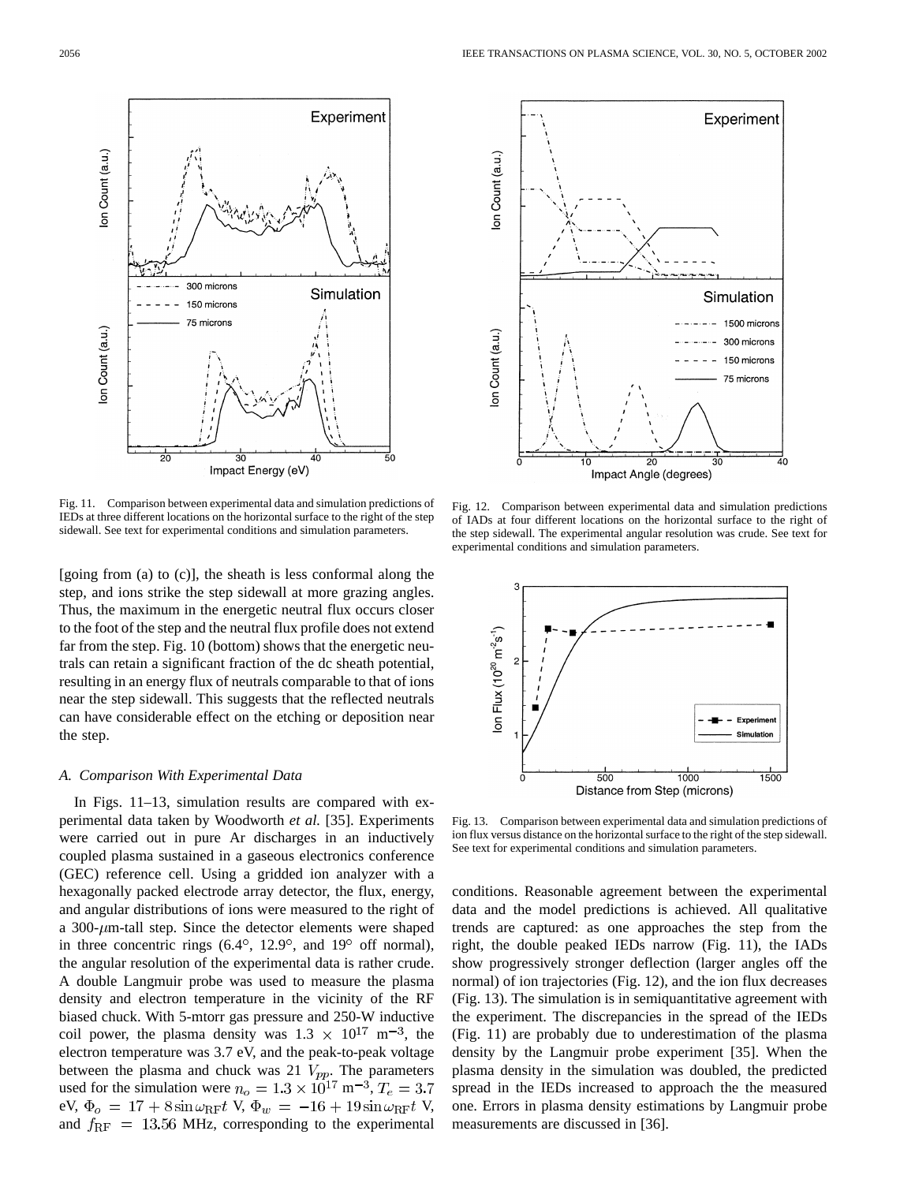Fig. 11. Comparison between experimental data and simulation predictions of IEDs at three different locations on the horizontal surface to the right of the step sidewall. See text for experimental conditions and simulation parameters.

Fig. 12. Comparison between experimental data and simulation predictions of IADs at four different locations on the horizontal surface to the right of the step sidewall. The experimental angular resolution was crude. See text for experimental conditions and simulation parameters.

[going from (a) to (c)], the sheath is less conformal along the step, and ions strike the step sidewall at more grazing angles. Thus, the maximum in the energetic neutral flux occurs closer to the foot of the step and the neutral flux profile does not extend far from the step. Fig. 10 (bottom) shows that the energetic neutrals can retain a significant fraction of the dc sheath potential, resulting in an energy flux of neutrals comparable to that of ions near the step sidewall. This suggests that the reflected neutrals can have considerable effect on the etching or deposition near the step.

### *A. Comparison With Experimental Data*

In Figs. 11–13, simulation results are compared with experimental data taken by Woodworth *et al.* [35]. Experiments were carried out in pure Ar discharges in an inductively coupled plasma sustained in a gaseous electronics conference (GEC) reference cell. Using a gridded ion analyzer with a hexagonally packed electrode array detector, the flux, energy, and angular distributions of ions were measured to the right of a 300-$\mu$m-tall step. Since the detector elements were shaped in three concentric rings (6.4°, 12.9°, and 19° off normal), the angular resolution of the experimental data is rather crude. A double Langmuir probe was used to measure the plasma density and electron temperature in the vicinity of the RF biased chuck. With 5-mtorr gas pressure and 250-W inductive coil power, the plasma density was $1.3 \times 10^{17}$ m$^{-3}$, the electron temperature was 3.7 eV, and the peak-to-peak voltage between the plasma and chuck was 21 $V_{pp}$. The parameters used for the simulation were $n_o = 1.3 \times 10^{17}$ m$^{-3}$, $T_e = 3.7$ eV, $\Phi_o = 17 + 8 \sin \omega_{\rm RF} t$ V, $\Phi_w = -16 + 19 \sin \omega_{\rm RF} t$ V, and $f_{\rm RF} = 13.56$ MHz, corresponding to the experimental conditions. Reasonable agreement between the experimental data and the model predictions is achieved. All qualitative trends are captured: as one approaches the step from the right, the double peaked IEDs narrow (Fig. 11), the IADs show progressively stronger deflection (larger angles off the normal) of ion trajectories (Fig. 12), and the ion flux decreases (Fig. 13). The simulation is in semiquantitative agreement with the experiment. The discrepancies in the spread of the IEDs (Fig. 11) are probably due to underestimation of the plasma density by the Langmuir probe experiment [35]. When the plasma density in the simulation was doubled, the predicted spread in the IEDs increased to approach the the measured one. Errors in plasma density estimations by Langmuir probe measurements are discussed in [36].

Fig. 13. Comparison between experimental data and simulation predictions of ion flux versus distance on the horizontal surface to the right of the step sidewall. See text for experimental conditions and simulation parameters.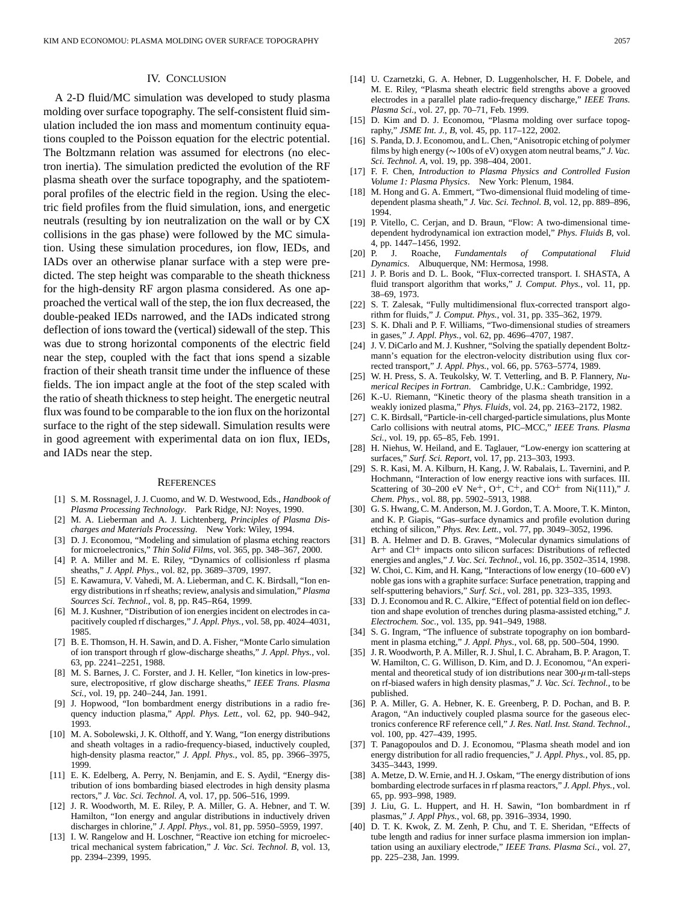## IV. Conclusion

A 2-D fluid/MC simulation was developed to study plasma molding over surface topography. The self-consistent fluid simulation included the ion mass and momentum continuity equations coupled to the Poisson equation for the electric potential. The Boltzmann relation was assumed for electrons (no electron inertia). The simulation predicted the evolution of the RF plasma sheath over the surface topography, and the spatiotemporal profiles of the electric field in the region. Using the electric field profiles from the fluid simulation, ions, and energetic neutrals (resulting by ion neutralization on the wall or by CX collisions in the gas phase) were followed by the MC simulation. Using these simulation procedures, ion flow, IEDs, and IADs over an otherwise planar surface with a step were predicted. The step height was comparable to the sheath thickness for the high-density RF argon plasma considered. As one approached the vertical wall of the step, the ion flux decreased, the double-peaked IEDs narrowed, and the IADs indicated strong deflection of ions toward the (vertical) sidewall of the step. This was due to strong horizontal components of the electric field near the step, coupled with the fact that ions spend a sizable fraction of their sheath transit time under the influence of these fields. The ion impact angle at the foot of the step scaled with the ratio of sheath thickness to step height. The energetic neutral flux was found to be comparable to the ion flux on the horizontal surface to the right of the step sidewall. Simulation results were in good agreement with experimental data on ion flux, IEDs, and IADs near the step.

## References

[1] S. M. Rossnagel, J. J. Cuomo, and W. D. Westwood, Eds., *Handbook of Plasma Processing Technology*. Park Ridge, NJ: Noyes, 1990.

[2] M. A. Lieberman and A. J. Lichtenberg, *Principles of Plasma Discharges and Materials Processing*. New York: Wiley, 1994.

[3] D. J. Economou, "Modeling and simulation of plasma etching reactors for microelectronics," *Thin Solid Films*, vol. 365, pp. 348–367, 2000.

[4] P. A. Miller and M. E. Riley, "Dynamics of collisionless rf plasma sheaths," *J. Appl. Phys.*, vol. 82, pp. 3689–3709, 1997.

[5] E. Kawamura, V. Vahedi, M. A. Lieberman, and C. K. Birdsall, "Ion energy distributions in rf sheaths; review, analysis and simulation," *Plasma Sources Sci. Technol.*, vol. 8, pp. R45–R64, 1999.

[6] M. J. Kushner, "Distribution of ion energies incident on electrodes in capacitively coupled rf discharges," *J. Appl. Phys.*, vol. 58, pp. 4024–4031, 1985.

[7] B. E. Thomson, H. H. Sawin, and D. A. Fisher, "Monte Carlo simulation of ion transport through rf glow-discharge sheaths," *J. Appl. Phys.*, vol. 63, pp. 2241–2251, 1988.

[8] M. S. Barnes, J. C. Forster, and J. H. Keller, "Ion kinetics in low-pressure, electropositive, rf glow discharge sheaths," *IEEE Trans. Plasma Sci.*, vol. 19, pp. 240–244, Jan. 1991.

[9] J. Hopwood, "Ion bombardment energy distributions in a radio frequency induction plasma," *Appl. Phys. Lett.*, vol. 62, pp. 940–942, 1993.

[10] M. A. Sobolewski, J. K. Olthoff, and Y. Wang, "Ion energy distributions and sheath voltages in a radio-frequency-biased, inductively coupled, high-density plasma reactor," *J. Appl. Phys.*, vol. 85, pp. 3966–3975, 1999.

[11] E. K. Edelberg, A. Perry, N. Benjamin, and E. S. Aydil, "Energy distribution of ions bombarding biased electrodes in high density plasma rectors," *J. Vac. Sci. Technol. A*, vol. 17, pp. 506–516, 1999.

[12] J. R. Woodworth, M. E. Riley, P. A. Miller, G. A. Hebner, and T. W. Hamilton, "Ion energy and angular distributions in inductively driven discharges in chlorine," *J. Appl. Phys.*, vol. 81, pp. 5950–5959, 1997.

[13] I. W. Rangelow and H. Loschner, "Reactive ion etching for microelectrical mechanical system fabrication," *J. Vac. Sci. Technol. B*, vol. 13, pp. 2394–2399, 1995.

[14] U. Czarnetzki, G. A. Hebner, D. Luggenholscher, H. F. Dobele, and M. E. Riley, "Plasma sheath electric field strengths above a grooved electrodes in a parallel plate radio-frequency discharge," *IEEE Trans. Plasma Sci.*, vol. 27, pp. 70–71, Feb. 1999.

[15] D. Kim and D. J. Economou, "Plasma molding over surface topography," *JSME Int. J., B*, vol. 45, pp. 117–122, 2002.

[16] S. Panda, D. J. Economou, and L. Chen, "Anisotropic etching of polymer films by high energy ($\sim$100s of eV) oxygen atom neutral beams," *J. Vac. Sci. Technol. A*, vol. 19, pp. 398–404, 2001.

[17] F. F. Chen, *Introduction to Plasma Physics and Controlled Fusion Volume 1: Plasma Physics*. New York: Plenum, 1984.

[18] M. Hong and G. A. Emmert, "Two-dimensional fluid modeling of time-dependent plasma sheath," *J. Vac. Sci. Technol. B*, vol. 12, pp. 889–896, 1994.

[19] P. Vitello, C. Cerjan, and D. Braun, "Flow: A two-dimensional time-dependent hydrodynamical ion extraction model," *Phys. Fluids B*, vol. 4, pp. 1447–1456, 1992.

[20] P. J. Roache, *Fundamentals of Computational Fluid Dynamics*. Albuquerque, NM: Hermosa, 1998.

[21] J. P. Boris and D. L. Book, "Flux-corrected transport. I. SHASTA, A fluid transport algorithm that works," *J. Comput. Phys.*, vol. 11, pp. 38–69, 1973.

[22] S. T. Zalesak, "Fully multidimensional flux-corrected transport algorithm for fluids," *J. Comput. Phys.*, vol. 31, pp. 335–362, 1979.

[23] S. K. Dhali and P. F. Williams, "Two-dimensional studies of streamers in gases," *J. Appl. Phys.*, vol. 62, pp. 4696–4707, 1987.

[24] J. V. DiCarlo and M. J. Kushner, "Solving the spatially dependent Boltzmann's equation for the electron-velocity distribution using flux corrected transport," *J. Appl. Phys.*, vol. 66, pp. 5763–5774, 1989.

[25] W. H. Press, S. A. Teukolsky, W. T. Vetterling, and B. P. Flannery, *Numerical Recipes in Fortran*. Cambridge, U.K.: Cambridge, 1992.

[26] K.-U. Riemann, "Kinetic theory of the plasma sheath transition in a weakly ionized plasma," *Phys. Fluids*, vol. 24, pp. 2163–2172, 1982.

[27] C. K. Birdsall, "Particle-in-cell charged-particle simulations, plus Monte Carlo collisions with neutral atoms, PIC–MCC," *IEEE Trans. Plasma Sci.*, vol. 19, pp. 65–85, Feb. 1991.

[28] H. Niehus, W. Heiland, and E. Taglauer, "Low-energy ion scattering at surfaces," *Surf. Sci. Report*, vol. 17, pp. 213–303, 1993.

[29] S. R. Kasi, M. A. Kilburn, H. Kang, J. W. Rabalais, L. Tavernini, and P. Hochmann, "Interaction of low energy reactive ions with surfaces. III. Scattering of 30–200 eV $Ne^{+}$, $O^{+}$, $C^{+}$, and $CO^{+}$ from Ni(111)," *J. Chem. Phys.*, vol. 88, pp. 5902–5913, 1988.

[30] G. S. Hwang, C. M. Anderson, M. J. Gordon, T. A. Moore, T. K. Minton, and K. P. Giapis, "Gas–surface dynamics and profile evolution during etching of silicon," *Phys. Rev. Lett.*, vol. 77, pp. 3049–3052, 1996.

[31] B. A. Helmer and D. B. Graves, "Molecular dynamics simulations of $Ar^{+}$ and $Cl^{+}$ impacts onto silicon surfaces: Distributions of reflected energies and angles," *J. Vac. Sci. Technol.*, vol. 16, pp. 3502–3514, 1998.

[32] W. Choi, C. Kim, and H. Kang, "Interactions of low energy (10–600 eV) noble gas ions with a graphite surface: Surface penetration, trapping and self-sputtering behaviors," *Surf. Sci.*, vol. 281, pp. 323–335, 1993.

[33] D. J. Economou and R. C. Alkire, "Effect of potential field on ion deflection and shape evolution of trenches during plasma-assisted etching," *J. Electrochem. Soc.*, vol. 135, pp. 941–949, 1988.

[34] S. G. Ingram, "The influence of substrate topography on ion bombardment in plasma etching," *J. Appl. Phys.*, vol. 68, pp. 500–504, 1990.

[35] J. R. Woodworth, P. A. Miller, R. J. Shul, I. C. Abraham, B. P. Aragon, T. W. Hamilton, C. G. Willison, D. Kim, and D. J. Economou, "An experimental and theoretical study of ion distributions near 300-$\mu$m-tall-steps on rf-biased wafers in high density plasmas," *J. Vac. Sci. Technol.*, to be published.

[36] P. A. Miller, G. A. Hebner, K. E. Greenberg, P. D. Pochan, and B. P. Aragon, "An inductively coupled plasma source for the gaseous electronics conference RF reference cell," *J. Res. Natl. Inst. Stand. Technol.*, vol. 100, pp. 427–439, 1995.

[37] T. Panagopoulos and D. J. Economou, "Plasma sheath model and ion energy distribution for all radio frequencies," *J. Appl. Phys.*, vol. 85, pp. 3435–3443, 1999.

[38] A. Metze, D. W. Ernie, and H. J. Oskam, "The energy distribution of ions bombarding electrode surfaces in rf plasma reactors," *J. Appl. Phys.*, vol. 65, pp. 993–998, 1989.

[39] J. Liu, G. L. Huppert, and H. H. Sawin, "Ion bombardment in rf plasmas," *J. Appl Phys.*, vol. 68, pp. 3916–3934, 1990.

[40] D. T. K. Kwok, Z. M. Zenh, P. Chu, and T. E. Sheridan, "Effects of tube length and radius for inner surface plasma immersion ion implantation using an auxiliary electrode," *IEEE Trans. Plasma Sci.*, vol. 27, pp. 225–238, Jan. 1999.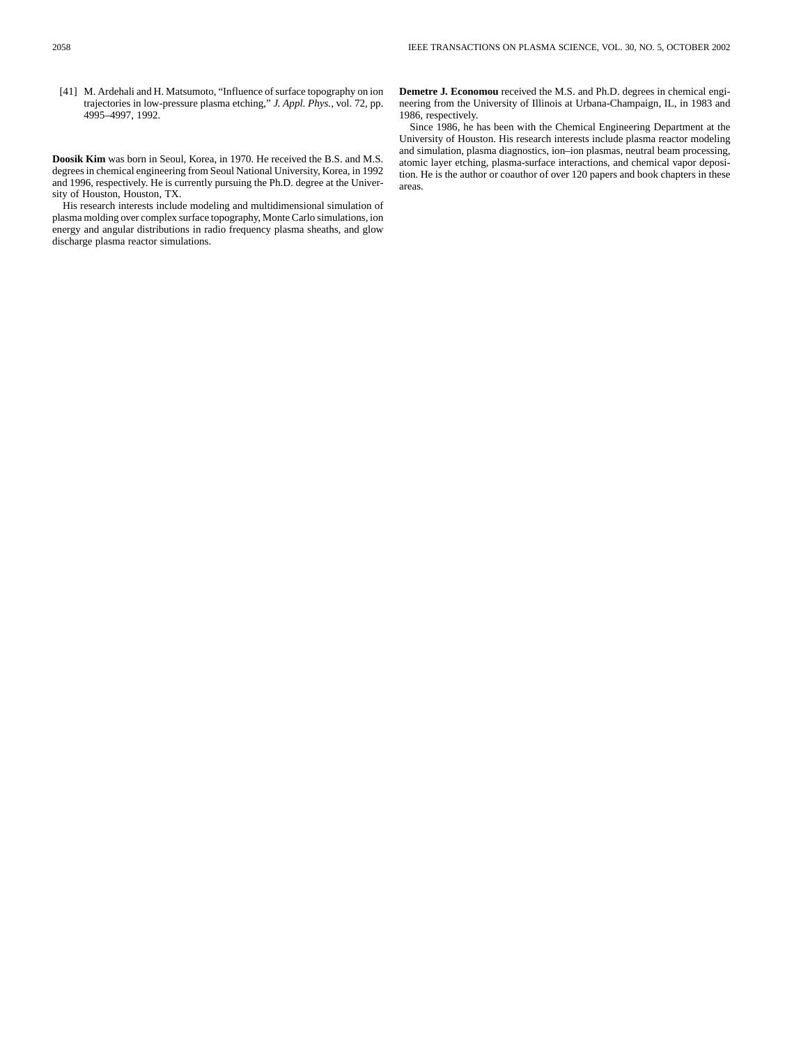[41] M. Ardehali and H. Matsumoto, "Influence of surface topography on ion trajectories in low-pressure plasma etching," *J. Appl. Phys.*, vol. 72, pp. 4995–4997, 1992.

**Doosik Kim** was born in Seoul, Korea, in 1970. He received the B.S. and M.S. degrees in chemical engineering from Seoul National University, Korea, in 1992 and 1996, respectively. He is currently pursuing the Ph.D. degree at the University of Houston, Houston, TX.

His research interests include modeling and multidimensional simulation of plasma molding over complex surface topography, Monte Carlo simulations, ion energy and angular distributions in radio frequency plasma sheaths, and glow discharge plasma reactor simulations.

**Demetre J. Economou** received the M.S. and Ph.D. degrees in chemical engineering from the University of Illinois at Urbana-Champaign, IL, in 1983 and 1986, respectively.

Since 1986, he has been with the Chemical Engineering Department at the University of Houston. His research interests include plasma reactor modeling and simulation, plasma diagnostics, ion–ion plasmas, neutral beam processing, atomic layer etching, plasma-surface interactions, and chemical vapor deposition. He is the author or coauthor of over 120 papers and book chapters in these areas.